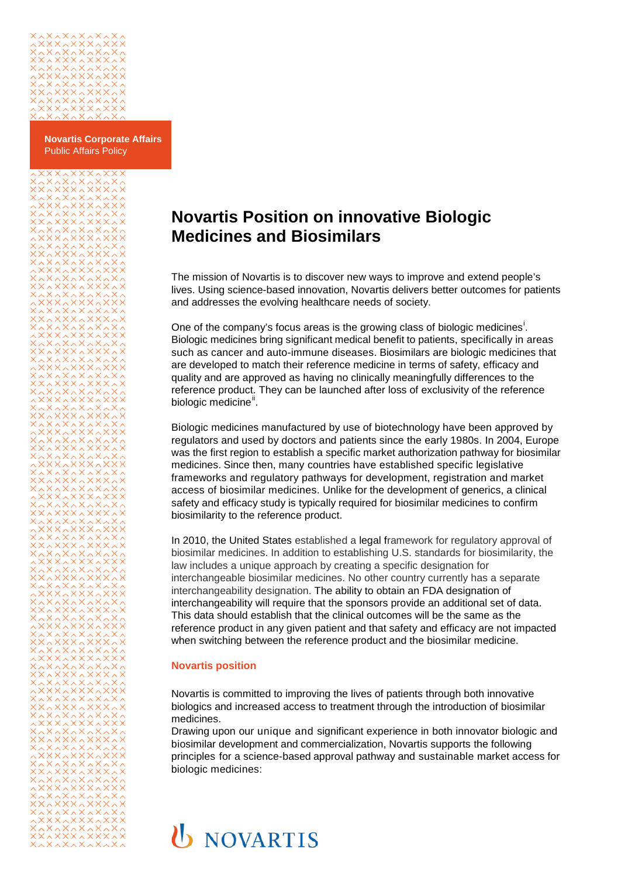**Novartis Corporate Affairs**
Public Affairs Policy

# Novartis Position on innovative Biologic Medicines and Biosimilars

The mission of Novartis is to discover new ways to improve and extend people's lives. Using science-based innovation, Novartis delivers better outcomes for patients and addresses the evolving healthcare needs of society.

One of the company's focus areas is the growing class of biologic medicines[i]. Biologic medicines bring significant medical benefit to patients, specifically in areas such as cancer and auto-immune diseases. Biosimilars are biologic medicines that are developed to match their reference medicine in terms of safety, efficacy and quality and are approved as having no clinically meaningfully differences to the reference product. They can be launched after loss of exclusivity of the reference biologic medicine[ii].

Biologic medicines manufactured by use of biotechnology have been approved by regulators and used by doctors and patients since the early 1980s. In 2004, Europe was the first region to establish a specific market authorization pathway for biosimilar medicines. Since then, many countries have established specific legislative frameworks and regulatory pathways for development, registration and market access of biosimilar medicines. Unlike for the development of generics, a clinical safety and efficacy study is typically required for biosimilar medicines to confirm biosimilarity to the reference product.

In 2010, the United States established a legal framework for regulatory approval of biosimilar medicines. In addition to establishing U.S. standards for biosimilarity, the law includes a unique approach by creating a specific designation for interchangeable biosimilar medicines. No other country currently has a separate interchangeability designation. The ability to obtain an FDA designation of interchangeability will require that the sponsors provide an additional set of data. This data should establish that the clinical outcomes will be the same as the reference product in any given patient and that safety and efficacy are not impacted when switching between the reference product and the biosimilar medicine.

### Novartis position

Novartis is committed to improving the lives of patients through both innovative biologics and increased access to treatment through the introduction of biosimilar medicines.

Drawing upon our unique and significant experience in both innovator biologic and biosimilar development and commercialization, Novartis supports the following principles for a science-based approval pathway and sustainable market access for biologic medicines:

NOVARTIS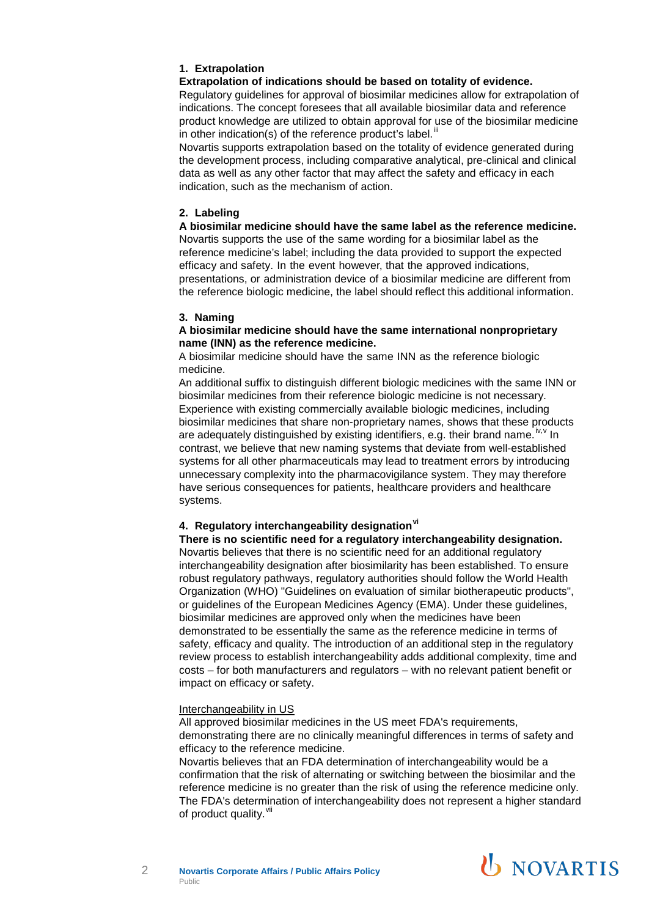## 1. Extrapolation

**Extrapolation of indications should be based on totality of evidence.**

Regulatory guidelines for approval of biosimilar medicines allow for extrapolation of indications. The concept foresees that all available biosimilar data and reference product knowledge are utilized to obtain approval for use of the biosimilar medicine in other indication(s) of the reference product's label.[iii]

Novartis supports extrapolation based on the totality of evidence generated during the development process, including comparative analytical, pre-clinical and clinical data as well as any other factor that may affect the safety and efficacy in each indication, such as the mechanism of action.

## 2. Labeling

**A biosimilar medicine should have the same label as the reference medicine.**

Novartis supports the use of the same wording for a biosimilar label as the reference medicine's label; including the data provided to support the expected efficacy and safety. In the event however, that the approved indications, presentations, or administration device of a biosimilar medicine are different from the reference biologic medicine, the label should reflect this additional information.

## 3. Naming

**A biosimilar medicine should have the same international nonproprietary name (INN) as the reference medicine.**

A biosimilar medicine should have the same INN as the reference biologic medicine.

An additional suffix to distinguish different biologic medicines with the same INN or biosimilar medicines from their reference biologic medicine is not necessary. Experience with existing commercially available biologic medicines, including biosimilar medicines that share non-proprietary names, shows that these products are adequately distinguished by existing identifiers, e.g. their brand name.[iv,v] In contrast, we believe that new naming systems that deviate from well-established systems for all other pharmaceuticals may lead to treatment errors by introducing unnecessary complexity into the pharmacovigilance system. They may therefore have serious consequences for patients, healthcare providers and healthcare systems.

## 4. Regulatory interchangeability designation[vi]

**There is no scientific need for a regulatory interchangeability designation.**

Novartis believes that there is no scientific need for an additional regulatory interchangeability designation after biosimilarity has been established. To ensure robust regulatory pathways, regulatory authorities should follow the World Health Organization (WHO) "Guidelines on evaluation of similar biotherapeutic products", or guidelines of the European Medicines Agency (EMA). Under these guidelines, biosimilar medicines are approved only when the medicines have been demonstrated to be essentially the same as the reference medicine in terms of safety, efficacy and quality. The introduction of an additional step in the regulatory review process to establish interchangeability adds additional complexity, time and costs – for both manufacturers and regulators – with no relevant patient benefit or impact on efficacy or safety.

### Interchangeability in US

All approved biosimilar medicines in the US meet FDA's requirements, demonstrating there are no clinically meaningful differences in terms of safety and efficacy to the reference medicine.

Novartis believes that an FDA determination of interchangeability would be a confirmation that the risk of alternating or switching between the biosimilar and the reference medicine is no greater than the risk of using the reference medicine only. The FDA's determination of interchangeability does not represent a higher standard of product quality.[vii]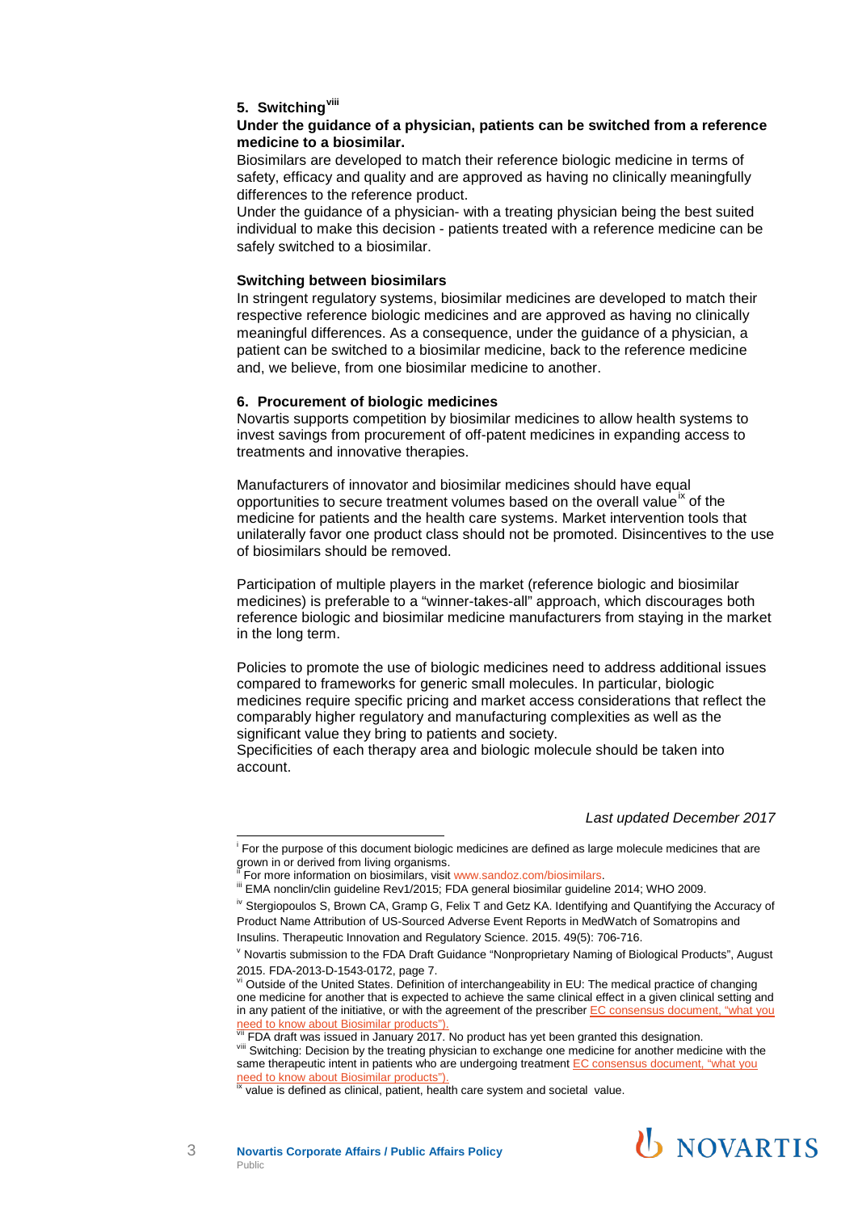## 5. Switching[viii]

**Under the guidance of a physician, patients can be switched from a reference medicine to a biosimilar.**

Biosimilars are developed to match their reference biologic medicine in terms of safety, efficacy and quality and are approved as having no clinically meaningfully differences to the reference product.

Under the guidance of a physician- with a treating physician being the best suited individual to make this decision - patients treated with a reference medicine can be safely switched to a biosimilar.

### Switching between biosimilars

In stringent regulatory systems, biosimilar medicines are developed to match their respective reference biologic medicines and are approved as having no clinically meaningful differences. As a consequence, under the guidance of a physician, a patient can be switched to a biosimilar medicine, back to the reference medicine and, we believe, from one biosimilar medicine to another.

## 6. Procurement of biologic medicines

Novartis supports competition by biosimilar medicines to allow health systems to invest savings from procurement of off-patent medicines in expanding access to treatments and innovative therapies.

Manufacturers of innovator and biosimilar medicines should have equal opportunities to secure treatment volumes based on the overall value[ix] of the medicine for patients and the health care systems. Market intervention tools that unilaterally favor one product class should not be promoted. Disincentives to the use of biosimilars should be removed.

Participation of multiple players in the market (reference biologic and biosimilar medicines) is preferable to a "winner-takes-all" approach, which discourages both reference biologic and biosimilar medicine manufacturers from staying in the market in the long term.

Policies to promote the use of biologic medicines need to address additional issues compared to frameworks for generic small molecules. In particular, biologic medicines require specific pricing and market access considerations that reflect the comparably higher regulatory and manufacturing complexities as well as the significant value they bring to patients and society.

Specificities of each therapy area and biologic molecule should be taken into account.

*Last updated December 2017*

---

[i] For the purpose of this document biologic medicines are defined as large molecule medicines that are grown in or derived from living organisms.

[ii] For more information on biosimilars, visit www.sandoz.com/biosimilars.

[iii] EMA nonclin/clin guideline Rev1/2015; FDA general biosimilar guideline 2014; WHO 2009.

[iv] Stergiopoulos S, Brown CA, Gramp G, Felix T and Getz KA. Identifying and Quantifying the Accuracy of Product Name Attribution of US-Sourced Adverse Event Reports in MedWatch of Somatropins and Insulins. Therapeutic Innovation and Regulatory Science. 2015. 49(5): 706-716.

[v] Novartis submission to the FDA Draft Guidance "Nonproprietary Naming of Biological Products", August 2015. FDA-2013-D-1543-0172, page 7.

[vi] Outside of the United States. Definition of interchangeability in EU: The medical practice of changing one medicine for another that is expected to achieve the same clinical effect in a given clinical setting and in any patient of the initiative, or with the agreement of the prescriber EC consensus document, "what you need to know about Biosimilar products").

[vii] FDA draft was issued in January 2017. No product has yet been granted this designation.

[viii] Switching: Decision by the treating physician to exchange one medicine for another medicine with the same therapeutic intent in patients who are undergoing treatment EC consensus document, "what you need to know about Biosimilar products").

[ix] value is defined as clinical, patient, health care system and societal value.